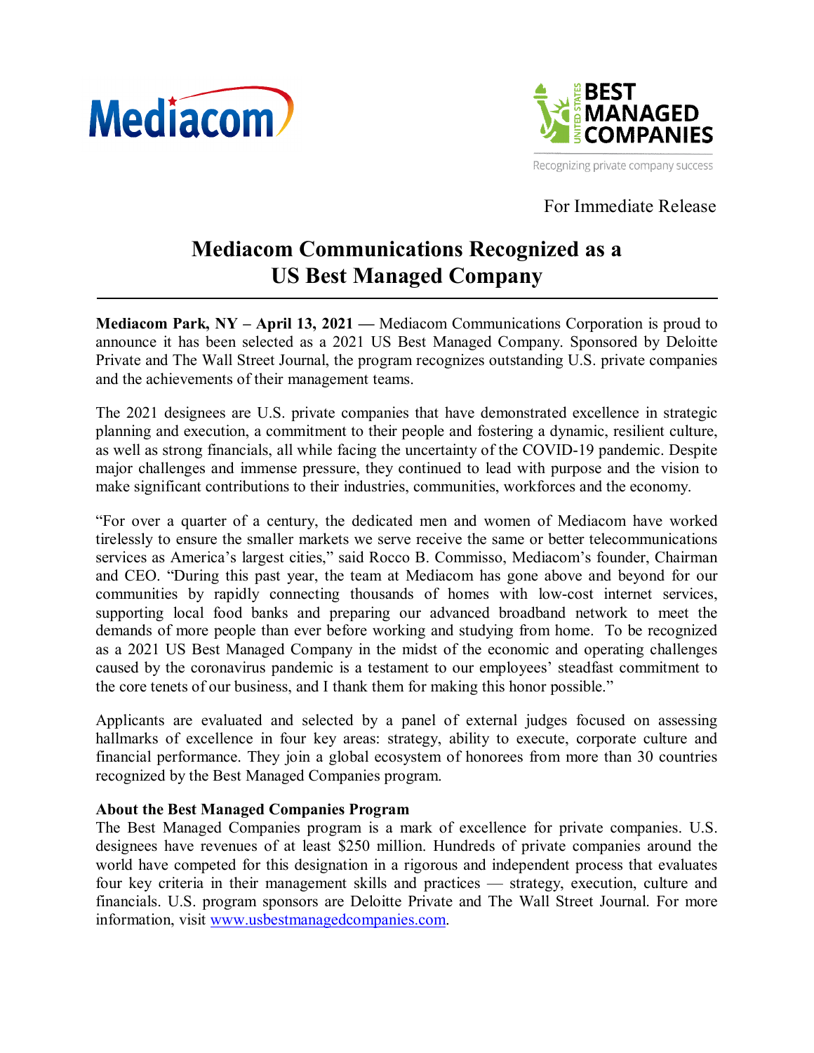Mediacom

BEST MANAGED COMPANIES
UNITED STATES
Recognizing private company success

For Immediate Release

# Mediacom Communications Recognized as a US Best Managed Company

**Mediacom Park, NY – April 13, 2021 —** Mediacom Communications Corporation is proud to announce it has been selected as a 2021 US Best Managed Company. Sponsored by Deloitte Private and The Wall Street Journal, the program recognizes outstanding U.S. private companies and the achievements of their management teams.

The 2021 designees are U.S. private companies that have demonstrated excellence in strategic planning and execution, a commitment to their people and fostering a dynamic, resilient culture, as well as strong financials, all while facing the uncertainty of the COVID-19 pandemic. Despite major challenges and immense pressure, they continued to lead with purpose and the vision to make significant contributions to their industries, communities, workforces and the economy.

"For over a quarter of a century, the dedicated men and women of Mediacom have worked tirelessly to ensure the smaller markets we serve receive the same or better telecommunications services as America's largest cities," said Rocco B. Commisso, Mediacom's founder, Chairman and CEO. "During this past year, the team at Mediacom has gone above and beyond for our communities by rapidly connecting thousands of homes with low-cost internet services, supporting local food banks and preparing our advanced broadband network to meet the demands of more people than ever before working and studying from home. To be recognized as a 2021 US Best Managed Company in the midst of the economic and operating challenges caused by the coronavirus pandemic is a testament to our employees' steadfast commitment to the core tenets of our business, and I thank them for making this honor possible."

Applicants are evaluated and selected by a panel of external judges focused on assessing hallmarks of excellence in four key areas: strategy, ability to execute, corporate culture and financial performance. They join a global ecosystem of honorees from more than 30 countries recognized by the Best Managed Companies program.

**About the Best Managed Companies Program**
The Best Managed Companies program is a mark of excellence for private companies. U.S. designees have revenues of at least $250 million. Hundreds of private companies around the world have competed for this designation in a rigorous and independent process that evaluates four key criteria in their management skills and practices — strategy, execution, culture and financials. U.S. program sponsors are Deloitte Private and The Wall Street Journal. For more information, visit [www.usbestmanagedcompanies.com](http://www.usbestmanagedcompanies.com).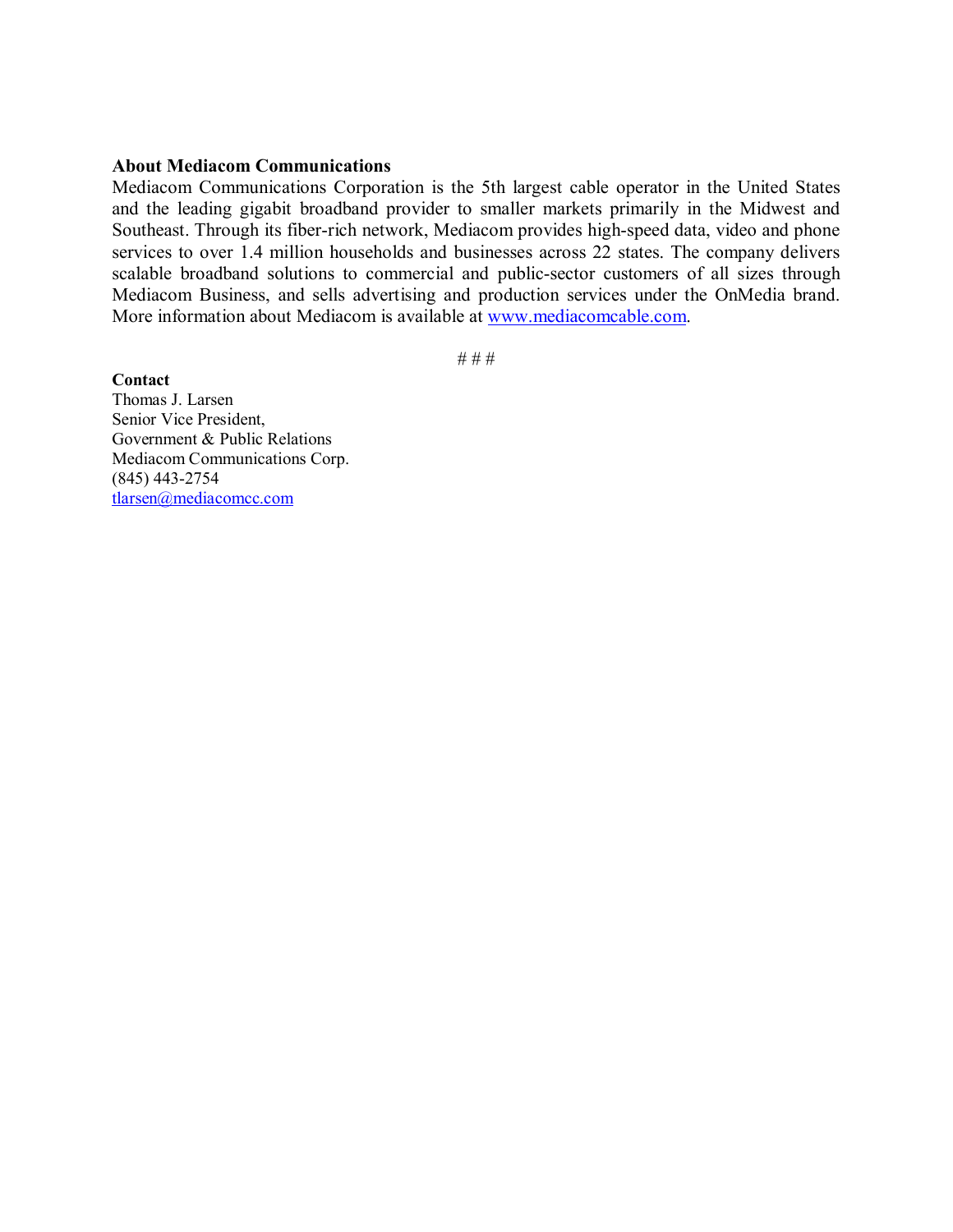**About Mediacom Communications**

Mediacom Communications Corporation is the 5th largest cable operator in the United States and the leading gigabit broadband provider to smaller markets primarily in the Midwest and Southeast. Through its fiber-rich network, Mediacom provides high-speed data, video and phone services to over 1.4 million households and businesses across 22 states. The company delivers scalable broadband solutions to commercial and public-sector customers of all sizes through Mediacom Business, and sells advertising and production services under the OnMedia brand. More information about Mediacom is available at www.mediacomcable.com.

# # #

**Contact**

Thomas J. Larsen
Senior Vice President,
Government & Public Relations
Mediacom Communications Corp.
(845) 443-2754
tlarsen@mediacomcc.com